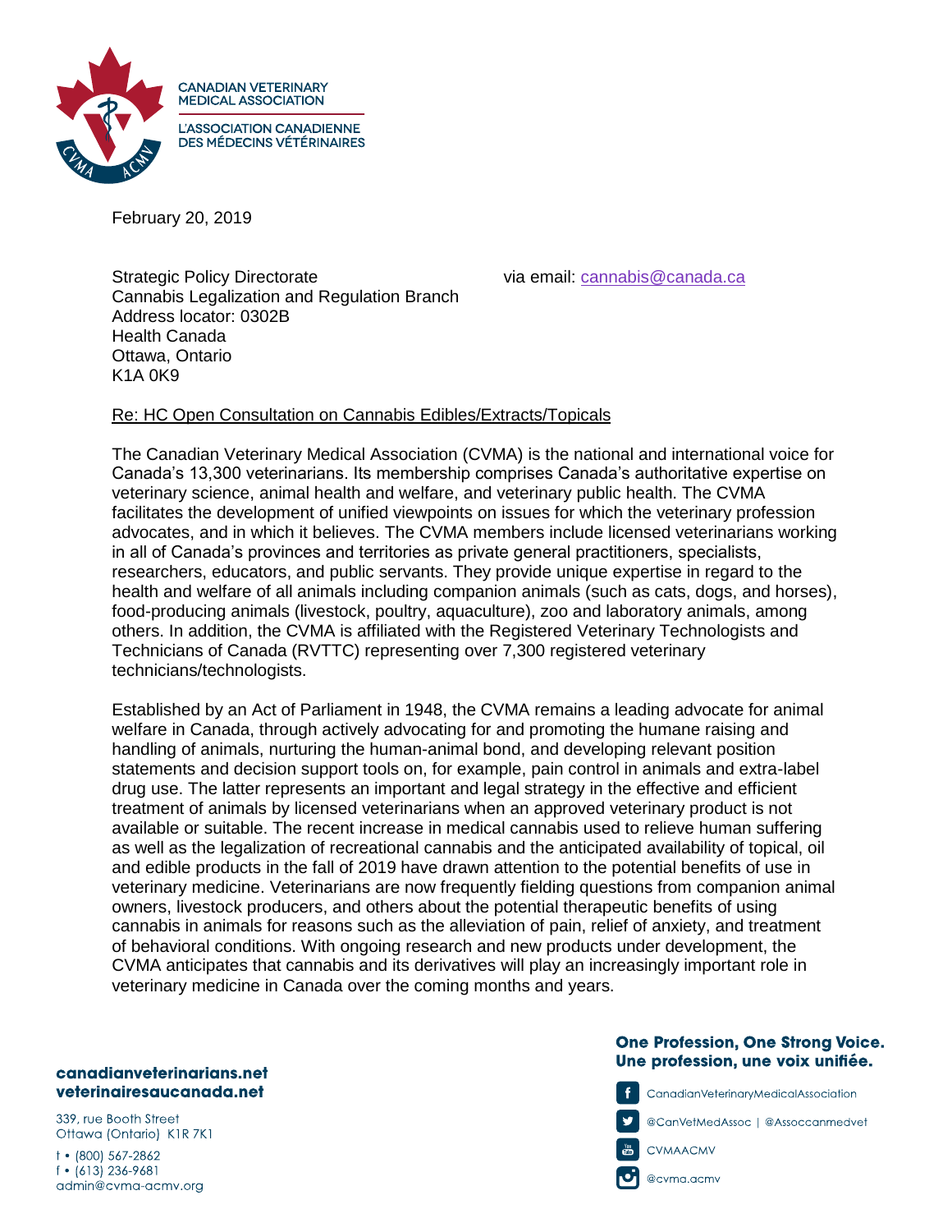**CANADIAN VETERINARY MEDICAL ASSOCIATION**

**L'ASSOCIATION CANADIENNE DES MÉDECINS VÉTÉRINAIRES**

February 20, 2019

Strategic Policy Directorate
Cannabis Legalization and Regulation Branch
Address locator: 0302B
Health Canada
Ottawa, Ontario
K1A 0K9

via email: cannabis@canada.ca

Re: HC Open Consultation on Cannabis Edibles/Extracts/Topicals

The Canadian Veterinary Medical Association (CVMA) is the national and international voice for Canada's 13,300 veterinarians. Its membership comprises Canada's authoritative expertise on veterinary science, animal health and welfare, and veterinary public health. The CVMA facilitates the development of unified viewpoints on issues for which the veterinary profession advocates, and in which it believes. The CVMA members include licensed veterinarians working in all of Canada's provinces and territories as private general practitioners, specialists, researchers, educators, and public servants. They provide unique expertise in regard to the health and welfare of all animals including companion animals (such as cats, dogs, and horses), food-producing animals (livestock, poultry, aquaculture), zoo and laboratory animals, among others. In addition, the CVMA is affiliated with the Registered Veterinary Technologists and Technicians of Canada (RVTTC) representing over 7,300 registered veterinary technicians/technologists.

Established by an Act of Parliament in 1948, the CVMA remains a leading advocate for animal welfare in Canada, through actively advocating for and promoting the humane raising and handling of animals, nurturing the human-animal bond, and developing relevant position statements and decision support tools on, for example, pain control in animals and extra-label drug use. The latter represents an important and legal strategy in the effective and efficient treatment of animals by licensed veterinarians when an approved veterinary product is not available or suitable. The recent increase in medical cannabis used to relieve human suffering as well as the legalization of recreational cannabis and the anticipated availability of topical, oil and edible products in the fall of 2019 have drawn attention to the potential benefits of use in veterinary medicine. Veterinarians are now frequently fielding questions from companion animal owners, livestock producers, and others about the potential therapeutic benefits of using cannabis in animals for reasons such as the alleviation of pain, relief of anxiety, and treatment of behavioral conditions. With ongoing research and new products under development, the CVMA anticipates that cannabis and its derivatives will play an increasingly important role in veterinary medicine in Canada over the coming months and years.

**canadianveterinarians.net**
**veterinairesaucanada.net**

339, rue Booth Street
Ottawa (Ontario) K1R 7K1

t • (800) 567-2862
f • (613) 236-9681
admin@cvma-acmv.org

**One Profession, One Strong Voice.**
**Une profession, une voix unifiée.**

CanadianVeterinaryMedicalAssociation
@CanVetMedAssoc | @Assoccanmedvet
CVMAACMV
@cvma.acmv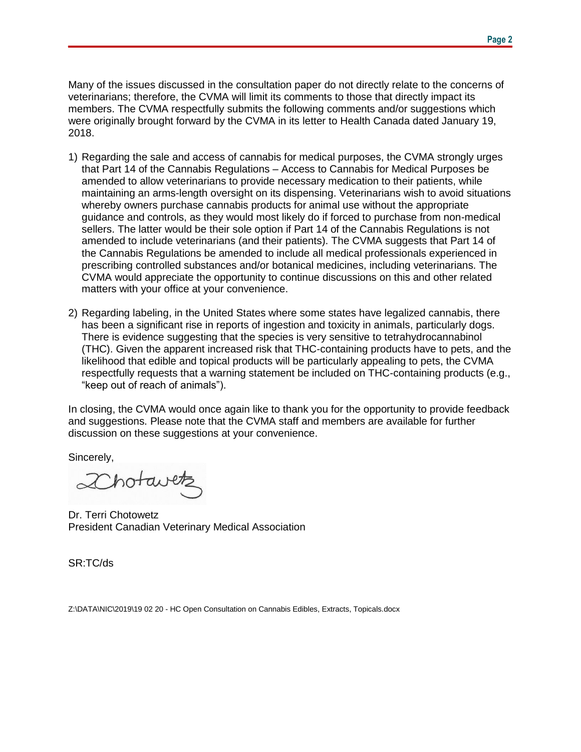Many of the issues discussed in the consultation paper do not directly relate to the concerns of veterinarians; therefore, the CVMA will limit its comments to those that directly impact its members. The CVMA respectfully submits the following comments and/or suggestions which were originally brought forward by the CVMA in its letter to Health Canada dated January 19, 2018.

1) Regarding the sale and access of cannabis for medical purposes, the CVMA strongly urges that Part 14 of the Cannabis Regulations – Access to Cannabis for Medical Purposes be amended to allow veterinarians to provide necessary medication to their patients, while maintaining an arms-length oversight on its dispensing. Veterinarians wish to avoid situations whereby owners purchase cannabis products for animal use without the appropriate guidance and controls, as they would most likely do if forced to purchase from non-medical sellers. The latter would be their sole option if Part 14 of the Cannabis Regulations is not amended to include veterinarians (and their patients). The CVMA suggests that Part 14 of the Cannabis Regulations be amended to include all medical professionals experienced in prescribing controlled substances and/or botanical medicines, including veterinarians. The CVMA would appreciate the opportunity to continue discussions on this and other related matters with your office at your convenience.

2) Regarding labeling, in the United States where some states have legalized cannabis, there has been a significant rise in reports of ingestion and toxicity in animals, particularly dogs. There is evidence suggesting that the species is very sensitive to tetrahydrocannabinol (THC). Given the apparent increased risk that THC-containing products have to pets, and the likelihood that edible and topical products will be particularly appealing to pets, the CVMA respectfully requests that a warning statement be included on THC-containing products (e.g., "keep out of reach of animals").

In closing, the CVMA would once again like to thank you for the opportunity to provide feedback and suggestions. Please note that the CVMA staff and members are available for further discussion on these suggestions at your convenience.

Sincerely,

Dr. Terri Chotowetz
President Canadian Veterinary Medical Association

SR:TC/ds

Z:\DATA\NIC\2019\19 02 20 - HC Open Consultation on Cannabis Edibles, Extracts, Topicals.docx